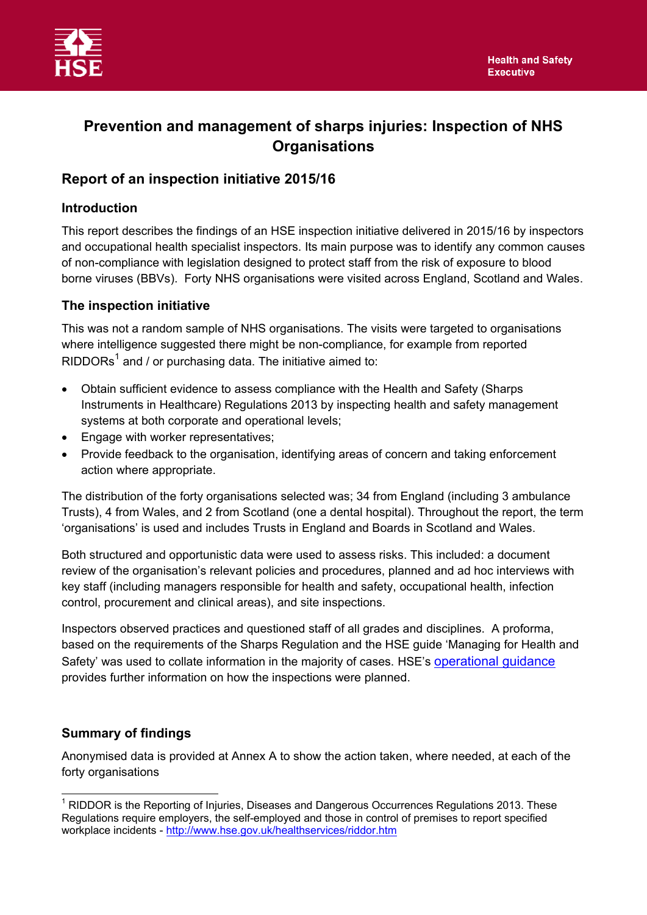# Prevention and management of sharps injuries: Inspection of NHS Organisations

## Report of an inspection initiative 2015/16

### Introduction

This report describes the findings of an HSE inspection initiative delivered in 2015/16 by inspectors and occupational health specialist inspectors. Its main purpose was to identify any common causes of non-compliance with legislation designed to protect staff from the risk of exposure to blood borne viruses (BBVs). Forty NHS organisations were visited across England, Scotland and Wales.

### The inspection initiative

This was not a random sample of NHS organisations. The visits were targeted to organisations where intelligence suggested there might be non-compliance, for example from reported RIDDORs[1] and / or purchasing data. The initiative aimed to:

- Obtain sufficient evidence to assess compliance with the Health and Safety (Sharps Instruments in Healthcare) Regulations 2013 by inspecting health and safety management systems at both corporate and operational levels;
- Engage with worker representatives;
- Provide feedback to the organisation, identifying areas of concern and taking enforcement action where appropriate.

The distribution of the forty organisations selected was; 34 from England (including 3 ambulance Trusts), 4 from Wales, and 2 from Scotland (one a dental hospital). Throughout the report, the term 'organisations' is used and includes Trusts in England and Boards in Scotland and Wales.

Both structured and opportunistic data were used to assess risks. This included: a document review of the organisation's relevant policies and procedures, planned and ad hoc interviews with key staff (including managers responsible for health and safety, occupational health, infection control, procurement and clinical areas), and site inspections.

Inspectors observed practices and questioned staff of all grades and disciplines. A proforma, based on the requirements of the Sharps Regulation and the HSE guide 'Managing for Health and Safety' was used to collate information in the majority of cases. HSE's operational guidance provides further information on how the inspections were planned.

### Summary of findings

Anonymised data is provided at Annex A to show the action taken, where needed, at each of the forty organisations

[1] RIDDOR is the Reporting of Injuries, Diseases and Dangerous Occurrences Regulations 2013. These Regulations require employers, the self-employed and those in control of premises to report specified workplace incidents - http://www.hse.gov.uk/healthservices/riddor.htm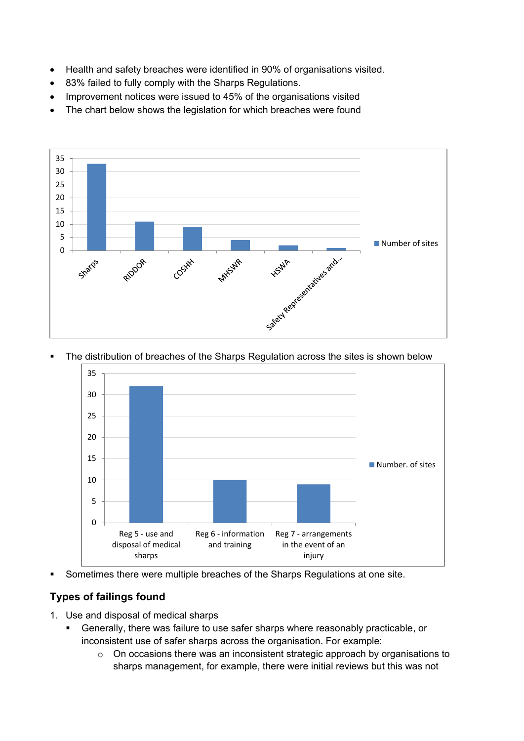- Health and safety breaches were identified in 90% of organisations visited.
- 83% failed to fully comply with the Sharps Regulations.
- Improvement notices were issued to 45% of the organisations visited
- The chart below shows the legislation for which breaches were found

| Legislation | Number of sites |
|---|---|
| Sharps | 33 |
| RIDDOR | 11 |
| COSHH | 9 |
| MHSWR | 4 |
| HSWA | 2 |
| Safety Representatives and... | 1 |

- The distribution of breaches of the Sharps Regulation across the sites is shown below

| Regulation | Number. of sites |
|---|---|
| Reg 5 - use and disposal of medical sharps | 32 |
| Reg 6 - information and training | 10 |
| Reg 7 - arrangements in the event of an injury | 9 |

- Sometimes there were multiple breaches of the Sharps Regulations at one site.

## Types of failings found

1. Use and disposal of medical sharps
   - Generally, there was failure to use safer sharps where reasonably practicable, or inconsistent use of safer sharps across the organisation. For example:
     - On occasions there was an inconsistent strategic approach by organisations to sharps management, for example, there were initial reviews but this was not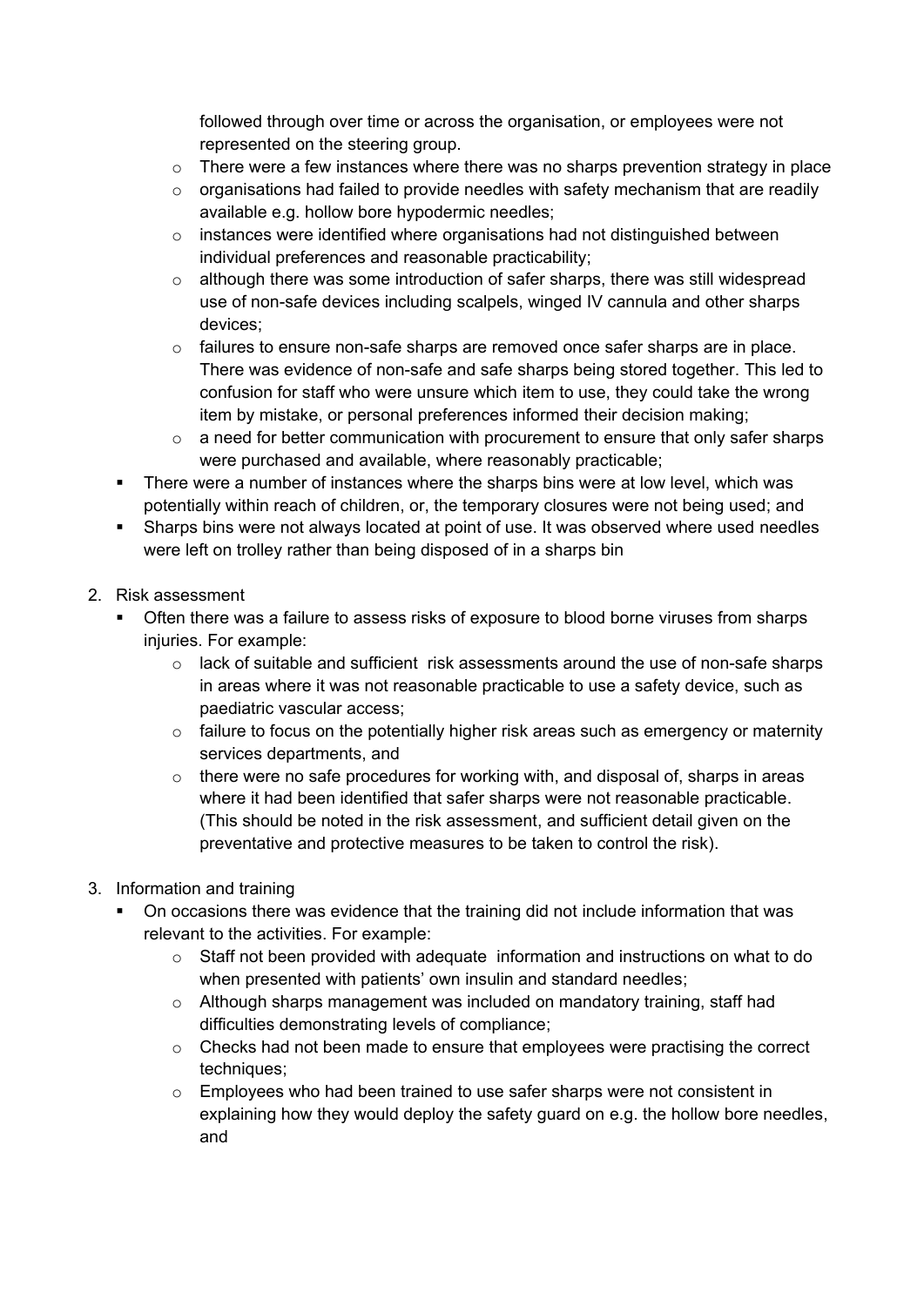followed through over time or across the organisation, or employees were not represented on the steering group.
  - There were a few instances where there was no sharps prevention strategy in place
  - organisations had failed to provide needles with safety mechanism that are readily available e.g. hollow bore hypodermic needles;
  - instances were identified where organisations had not distinguished between individual preferences and reasonable practicability;
  - although there was some introduction of safer sharps, there was still widespread use of non-safe devices including scalpels, winged IV cannula and other sharps devices;
  - failures to ensure non-safe sharps are removed once safer sharps are in place. There was evidence of non-safe and safe sharps being stored together. This led to confusion for staff who were unsure which item to use, they could take the wrong item by mistake, or personal preferences informed their decision making;
  - a need for better communication with procurement to ensure that only safer sharps were purchased and available, where reasonably practicable;
- There were a number of instances where the sharps bins were at low level, which was potentially within reach of children, or, the temporary closures were not being used; and
- Sharps bins were not always located at point of use. It was observed where used needles were left on trolley rather than being disposed of in a sharps bin

2. Risk assessment
   - Often there was a failure to assess risks of exposure to blood borne viruses from sharps injuries. For example:
     - lack of suitable and sufficient risk assessments around the use of non-safe sharps in areas where it was not reasonable practicable to use a safety device, such as paediatric vascular access;
     - failure to focus on the potentially higher risk areas such as emergency or maternity services departments, and
     - there were no safe procedures for working with, and disposal of, sharps in areas where it had been identified that safer sharps were not reasonable practicable. (This should be noted in the risk assessment, and sufficient detail given on the preventative and protective measures to be taken to control the risk).

3. Information and training
   - On occasions there was evidence that the training did not include information that was relevant to the activities. For example:
     - Staff not been provided with adequate information and instructions on what to do when presented with patients' own insulin and standard needles;
     - Although sharps management was included on mandatory training, staff had difficulties demonstrating levels of compliance;
     - Checks had not been made to ensure that employees were practising the correct techniques;
     - Employees who had been trained to use safer sharps were not consistent in explaining how they would deploy the safety guard on e.g. the hollow bore needles, and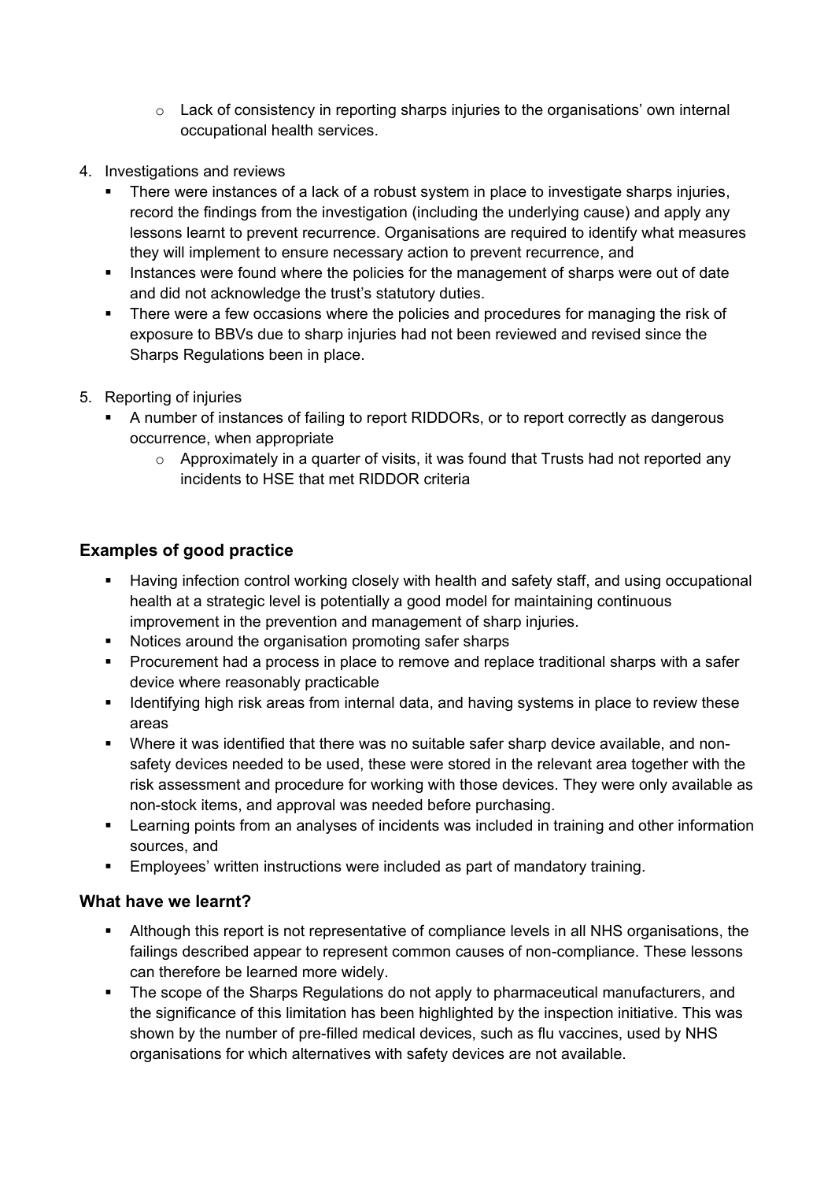- Lack of consistency in reporting sharps injuries to the organisations' own internal occupational health services.

4. Investigations and reviews
   - There were instances of a lack of a robust system in place to investigate sharps injuries, record the findings from the investigation (including the underlying cause) and apply any lessons learnt to prevent recurrence. Organisations are required to identify what measures they will implement to ensure necessary action to prevent recurrence, and
   - Instances were found where the policies for the management of sharps were out of date and did not acknowledge the trust's statutory duties.
   - There were a few occasions where the policies and procedures for managing the risk of exposure to BBVs due to sharp injuries had not been reviewed and revised since the Sharps Regulations been in place.

5. Reporting of injuries
   - A number of instances of failing to report RIDDORs, or to report correctly as dangerous occurrence, when appropriate
     - Approximately in a quarter of visits, it was found that Trusts had not reported any incidents to HSE that met RIDDOR criteria

### Examples of good practice

- Having infection control working closely with health and safety staff, and using occupational health at a strategic level is potentially a good model for maintaining continuous improvement in the prevention and management of sharp injuries.
- Notices around the organisation promoting safer sharps
- Procurement had a process in place to remove and replace traditional sharps with a safer device where reasonably practicable
- Identifying high risk areas from internal data, and having systems in place to review these areas
- Where it was identified that there was no suitable safer sharp device available, and non-safety devices needed to be used, these were stored in the relevant area together with the risk assessment and procedure for working with those devices. They were only available as non-stock items, and approval was needed before purchasing.
- Learning points from an analyses of incidents was included in training and other information sources, and
- Employees' written instructions were included as part of mandatory training.

### What have we learnt?

- Although this report is not representative of compliance levels in all NHS organisations, the failings described appear to represent common causes of non-compliance. These lessons can therefore be learned more widely.
- The scope of the Sharps Regulations do not apply to pharmaceutical manufacturers, and the significance of this limitation has been highlighted by the inspection initiative. This was shown by the number of pre-filled medical devices, such as flu vaccines, used by NHS organisations for which alternatives with safety devices are not available.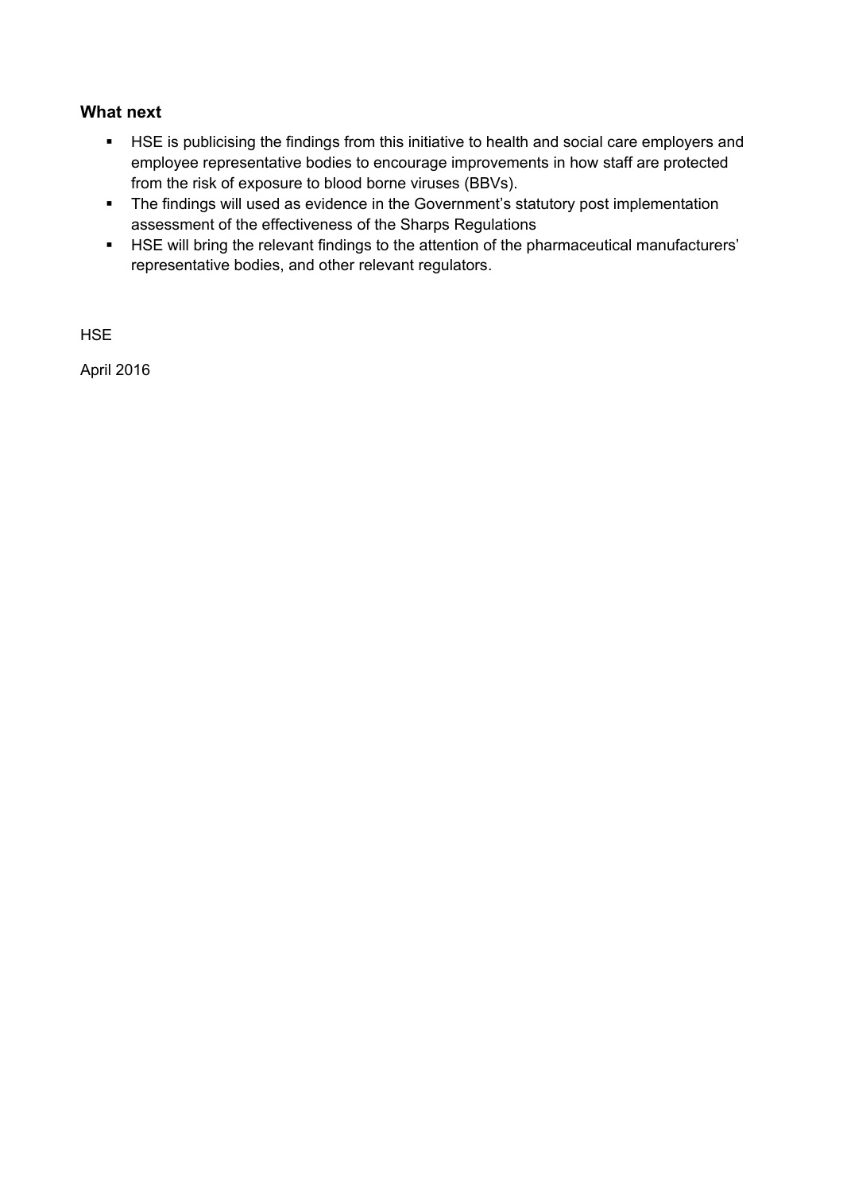### What next

- HSE is publicising the findings from this initiative to health and social care employers and employee representative bodies to encourage improvements in how staff are protected from the risk of exposure to blood borne viruses (BBVs).
- The findings will used as evidence in the Government's statutory post implementation assessment of the effectiveness of the Sharps Regulations
- HSE will bring the relevant findings to the attention of the pharmaceutical manufacturers' representative bodies, and other relevant regulators.

HSE

April 2016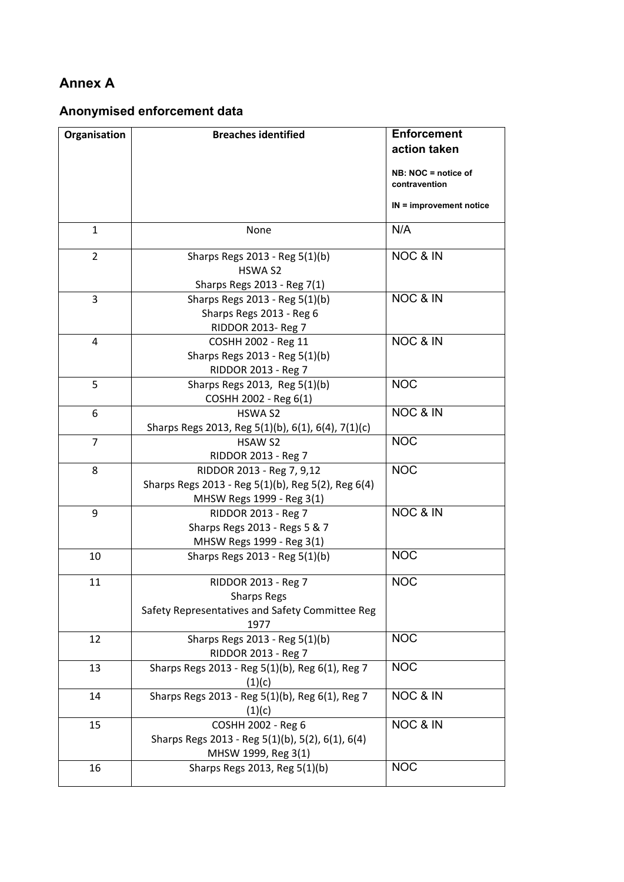## Annex A

### Anonymised enforcement data

| Organisation | Breaches identified | Enforcement action taken<br><br>NB: NOC = notice of contravention<br><br>IN = improvement notice |
|---|---|---|
| 1 | None | N/A |
| 2 | Sharps Regs 2013 - Reg 5(1)(b)<br>HSWA S2<br>Sharps Regs 2013 - Reg 7(1) | NOC & IN |
| 3 | Sharps Regs 2013 - Reg 5(1)(b)<br>Sharps Regs 2013 - Reg 6<br>RIDDOR 2013- Reg 7 | NOC & IN |
| 4 | COSHH 2002 - Reg 11<br>Sharps Regs 2013 - Reg 5(1)(b)<br>RIDDOR 2013 - Reg 7 | NOC & IN |
| 5 | Sharps Regs 2013, Reg 5(1)(b)<br>COSHH 2002 - Reg 6(1) | NOC |
| 6 | HSWA S2<br>Sharps Regs 2013, Reg 5(1)(b), 6(1), 6(4), 7(1)(c) | NOC & IN |
| 7 | HSAW S2<br>RIDDOR 2013 - Reg 7 | NOC |
| 8 | RIDDOR 2013 - Reg 7, 9,12<br>Sharps Regs 2013 - Reg 5(1)(b), Reg 5(2), Reg 6(4)<br>MHSW Regs 1999 - Reg 3(1) | NOC |
| 9 | RIDDOR 2013 - Reg 7<br>Sharps Regs 2013 - Regs 5 & 7<br>MHSW Regs 1999 - Reg 3(1) | NOC & IN |
| 10 | Sharps Regs 2013 - Reg 5(1)(b) | NOC |
| 11 | RIDDOR 2013 - Reg 7<br>Sharps Regs<br>Safety Representatives and Safety Committee Reg 1977 | NOC |
| 12 | Sharps Regs 2013 - Reg 5(1)(b)<br>RIDDOR 2013 - Reg 7 | NOC |
| 13 | Sharps Regs 2013 - Reg 5(1)(b), Reg 6(1), Reg 7 (1)(c) | NOC |
| 14 | Sharps Regs 2013 - Reg 5(1)(b), Reg 6(1), Reg 7 (1)(c) | NOC & IN |
| 15 | COSHH 2002 - Reg 6<br>Sharps Regs 2013 - Reg 5(1)(b), 5(2), 6(1), 6(4)<br>MHSW 1999, Reg 3(1) | NOC & IN |
| 16 | Sharps Regs 2013, Reg 5(1)(b) | NOC |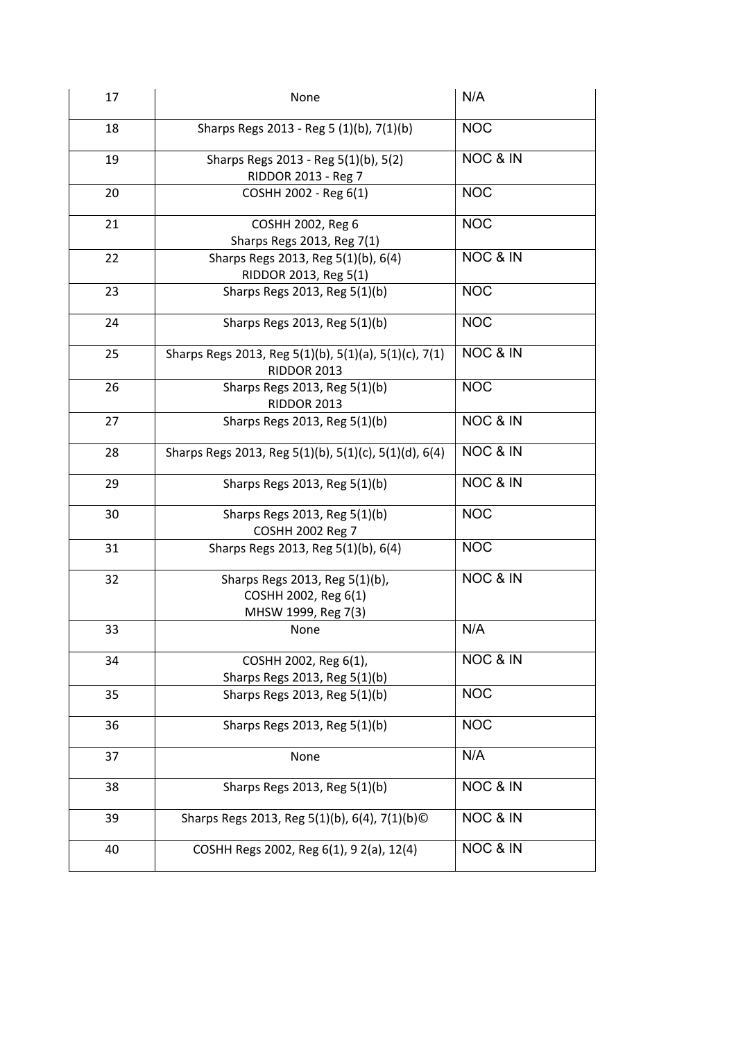| | | |
|---|---|---|
| 17 | None | N/A |
| 18 | Sharps Regs 2013 - Reg 5 (1)(b), 7(1)(b) | NOC |
| 19 | Sharps Regs 2013 - Reg 5(1)(b), 5(2)<br>RIDDOR 2013 - Reg 7 | NOC & IN |
| 20 | COSHH 2002 - Reg 6(1) | NOC |
| 21 | COSHH 2002, Reg 6<br>Sharps Regs 2013, Reg 7(1) | NOC |
| 22 | Sharps Regs 2013, Reg 5(1)(b), 6(4)<br>RIDDOR 2013, Reg 5(1) | NOC & IN |
| 23 | Sharps Regs 2013, Reg 5(1)(b) | NOC |
| 24 | Sharps Regs 2013, Reg 5(1)(b) | NOC |
| 25 | Sharps Regs 2013, Reg 5(1)(b), 5(1)(a), 5(1)(c), 7(1)<br>RIDDOR 2013 | NOC & IN |
| 26 | Sharps Regs 2013, Reg 5(1)(b)<br>RIDDOR 2013 | NOC |
| 27 | Sharps Regs 2013, Reg 5(1)(b) | NOC & IN |
| 28 | Sharps Regs 2013, Reg 5(1)(b), 5(1)(c), 5(1)(d), 6(4) | NOC & IN |
| 29 | Sharps Regs 2013, Reg 5(1)(b) | NOC & IN |
| 30 | Sharps Regs 2013, Reg 5(1)(b)<br>COSHH 2002 Reg 7 | NOC |
| 31 | Sharps Regs 2013, Reg 5(1)(b), 6(4) | NOC |
| 32 | Sharps Regs 2013, Reg 5(1)(b),<br>COSHH 2002, Reg 6(1)<br>MHSW 1999, Reg 7(3) | NOC & IN |
| 33 | None | N/A |
| 34 | COSHH 2002, Reg 6(1),<br>Sharps Regs 2013, Reg 5(1)(b) | NOC & IN |
| 35 | Sharps Regs 2013, Reg 5(1)(b) | NOC |
| 36 | Sharps Regs 2013, Reg 5(1)(b) | NOC |
| 37 | None | N/A |
| 38 | Sharps Regs 2013, Reg 5(1)(b) | NOC & IN |
| 39 | Sharps Regs 2013, Reg 5(1)(b), 6(4), 7(1)(b)© | NOC & IN |
| 40 | COSHH Regs 2002, Reg 6(1), 9 2(a), 12(4) | NOC & IN |